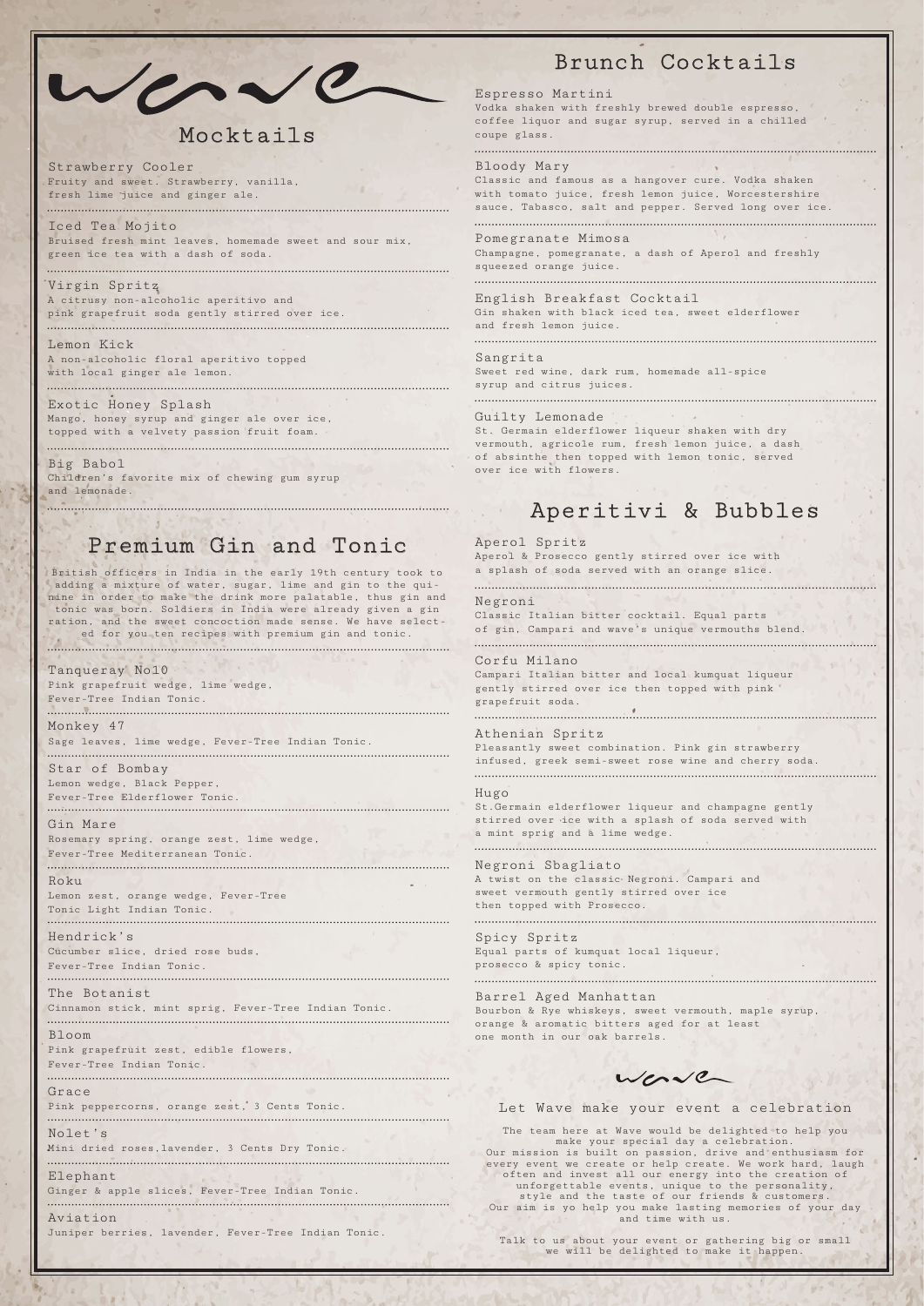# wave

## Mocktails

**Strawberry Cooler**
Fruity and sweet. Strawberry, vanilla, fresh lime juice and ginger ale.

**Iced Tea Mojito**
Bruised fresh mint leaves, homemade sweet and sour mix, green ice tea with a dash of soda.

**Virgin Spritz**
A citrusy non-alcoholic aperitivo and pink grapefruit soda gently stirred over ice.

**Lemon Kick**
A non-alcoholic floral aperitivo topped with local ginger ale lemon.

**Exotic Honey Splash**
Mango, honey syrup and ginger ale over ice, topped with a velvety passion fruit foam.

**Big Babol**
Children's favorite mix of chewing gum syrup and lemonade.

## Premium Gin and Tonic

British officers in India in the early 19th century took to adding a mixture of water, sugar, lime and gin to the quinine in order to make the drink more palatable, thus gin and tonic was born. Soldiers in India were already given a gin ration, and the sweet concoction made sense. We have selected for you ten recipes with premium gin and tonic.

**Tanqueray No10**
Pink grapefruit wedge, lime wedge, Fever-Tree Indian Tonic.

**Monkey 47**
Sage leaves, lime wedge, Fever-Tree Indian Tonic.

**Star of Bombay**
Lemon wedge, Black Pepper, Fever-Tree Elderflower Tonic.

**Gin Mare**
Rosemary spring, orange zest, lime wedge, Fever-Tree Mediterranean Tonic.

**Roku**
Lemon zest, orange wedge, Fever-Tree Tonic Light Indian Tonic.

**Hendrick's**
Cucumber slice, dried rose buds, Fever-Tree Indian Tonic.

**The Botanist**
Cinnamon stick, mint sprig, Fever-Tree Indian Tonic.

**Bloom**
Pink grapefruit zest, edible flowers, Fever-Tree Indian Tonic.

**Grace**
Pink peppercorns, orange zest, 3 Cents Tonic.

**Nolet's**
Mini dried roses,lavender, 3 Cents Dry Tonic.

**Elephant**
Ginger & apple slices, Fever-Tree Indian Tonic.

**Aviation**
Juniper berries, lavender, Fever-Tree Indian Tonic.

## Brunch Cocktails

**Espresso Martini**
Vodka shaken with freshly brewed double espresso, coffee liquor and sugar syrup, served in a chilled coupe glass.

**Bloody Mary**
Classic and famous as a hangover cure. Vodka shaken with tomato juice, fresh lemon juice, Worcestershire sauce, Tabasco, salt and pepper. Served long over ice.

**Pomegranate Mimosa**
Champagne, pomegranate, a dash of Aperol and freshly squeezed orange juice.

**English Breakfast Cocktail**
Gin shaken with black iced tea, sweet elderflower and fresh lemon juice.

**Sangrita**
Sweet red wine, dark rum, homemade all-spice syrup and citrus juices.

**Guilty Lemonade**
St. Germain elderflower liqueur shaken with dry vermouth, agricole rum, fresh lemon juice, a dash of absinthe then topped with lemon tonic, served over ice with flowers.

## Aperitivi & Bubbles

**Aperol Spritz**
Aperol & Prosecco gently stirred over ice with a splash of soda served with an orange slice.

**Negroni**
Classic Italian bitter cocktail. Equal parts of gin, Campari and wave's unique vermouths blend.

**Corfu Milano**
Campari Italian bitter and local kumquat liqueur gently stirred over ice then topped with pink grapefruit soda.

**Athenian Spritz**
Pleasantly sweet combination. Pink gin strawberry infused, greek semi-sweet rose wine and cherry soda.

**Hugo**
St.Germain elderflower liqueur and champagne gently stirred over ice with a splash of soda served with a mint sprig and a lime wedge.

**Negroni Sbagliato**
A twist on the classic Negroni. Campari and sweet vermouth gently stirred over ice then topped with Prosecco.

**Spicy Spritz**
Equal parts of kumquat local liqueur, prosecco & spicy tonic.

**Barrel Aged Manhattan**
Bourbon & Rye whiskeys, sweet vermouth, maple syrup, orange & aromatic bitters aged for at least one month in our oak barrels.

wave

### Let Wave make your event a celebration

The team here at Wave would be delighted to help you make your special day a celebration.
Our mission is built on passion, drive and enthusiasm for every event we create or help create. We work hard, laugh often and invest all our energy into the creation of unforgettable events, unique to the personality, style and the taste of our friends & customers.
Our aim is yo help you make lasting memories of your day and time with us.

Talk to us about your event or gathering big or small we will be delighted to make it happen.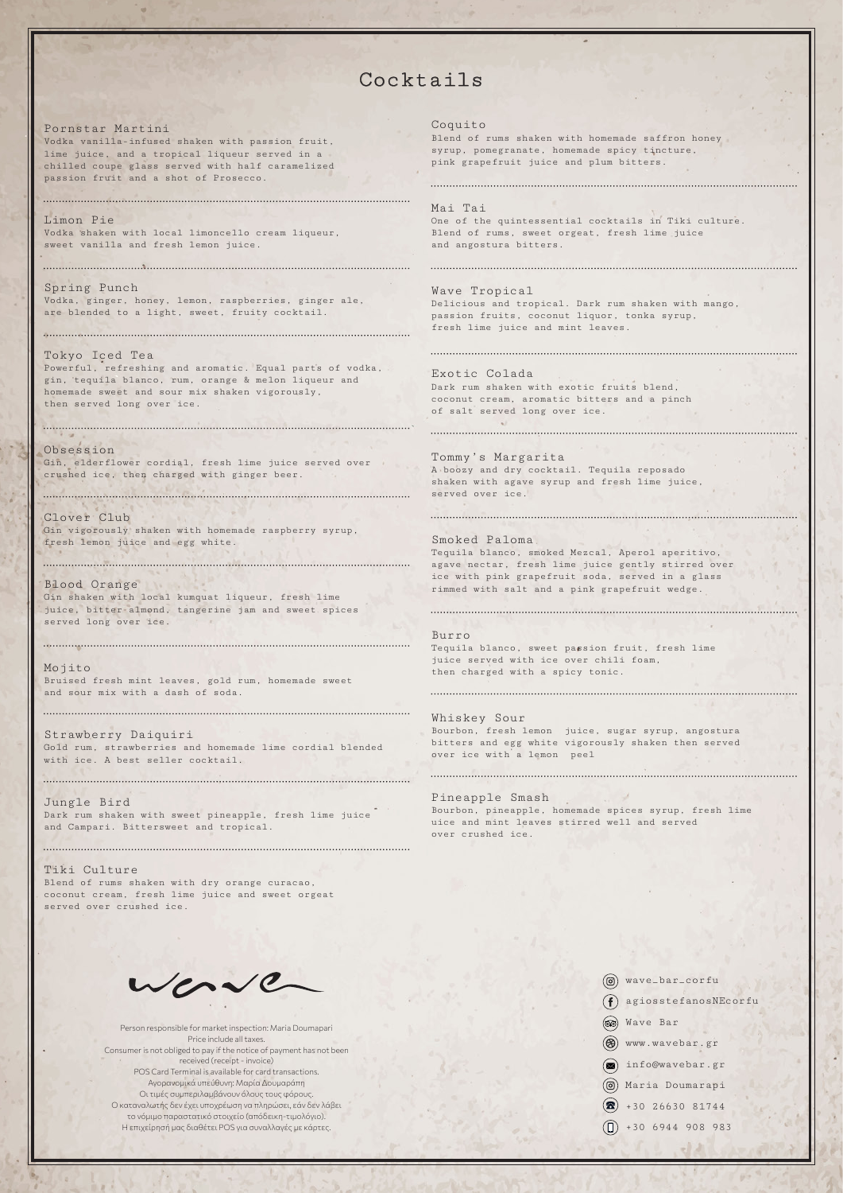# Cocktails

### Pornstar Martini
Vodka vanilla-infused shaken with passion fruit, lime juice, and a tropical liqueur served in a chilled coupe glass served with half caramelized passion fruit and a shot of Prosecco.

### Limon Pie
Vodka shaken with local limoncello cream liqueur, sweet vanilla and fresh lemon juice.

### Spring Punch
Vodka, ginger, honey, lemon, raspberries, ginger ale, are blended to a light, sweet, fruity cocktail.

### Tokyo Iced Tea
Powerful, refreshing and aromatic. Equal parts of vodka, gin, tequila blanco, rum, orange & melon liqueur and homemade sweet and sour mix shaken vigorously, then served long over ice.

### Obsession
Gin, elderflower cordial, fresh lime juice served over crushed ice, then charged with ginger beer.

### Clover Club
Gin vigorously shaken with homemade raspberry syrup, fresh lemon juice and egg white.

### Blood Orange
Gin shaken with local kumquat liqueur, fresh lime juice, bitter almond, tangerine jam and sweet spices served long over ice.

### Mojito
Bruised fresh mint leaves, gold rum, homemade sweet and sour mix with a dash of soda.

### Strawberry Daiquiri
Gold rum, strawberries and homemade lime cordial blended with ice. A best seller cocktail.

### Jungle Bird
Dark rum shaken with sweet pineapple, fresh lime juice and Campari. Bittersweet and tropical.

### Tiki Culture
Blend of rums shaken with dry orange curacao, coconut cream, fresh lime juice and sweet orgeat served over crushed ice.

### Coquito
Blend of rums shaken with homemade saffron honey syrup, pomegranate, homemade spicy tincture, pink grapefruit juice and plum bitters.

### Mai Tai
One of the quintessential cocktails in Tiki culture. Blend of rums, sweet orgeat, fresh lime juice and angostura bitters.

### Wave Tropical
Delicious and tropical. Dark rum shaken with mango, passion fruits, coconut liquor, tonka syrup, fresh lime juice and mint leaves.

### Exotic Colada
Dark rum shaken with exotic fruits blend, coconut cream, aromatic bitters and a pinch of salt served long over ice.

### Tommy's Margarita
A boozy and dry cocktail. Tequila reposado shaken with agave syrup and fresh lime juice, served over ice.

### Smoked Paloma
Tequila blanco, smoked Mezcal, Aperol aperitivo, agave nectar, fresh lime juice gently stirred over ice with pink grapefruit soda, served in a glass rimmed with salt and a pink grapefruit wedge.

### Burro
Tequila blanco, sweet passion fruit, fresh lime juice served with ice over chili foam, then charged with a spicy tonic.

### Whiskey Sour
Bourbon, fresh lemon juice, sugar syrup, angostura bitters and egg white vigorously shaken then served over ice with a lemon peel

### Pineapple Smash
Bourbon, pineapple, homemade spices syrup, fresh lime uice and mint leaves stirred well and served over crushed ice.

wave

Person responsible for market inspection: Maria Doumapari
Price include all taxes.
Consumer is not obliged to pay if the notice of payment has not been received (receipt - invoice)
POS Card Terminal is available for card transactions.
Αγορανομικά υπεύθυνη: Μαρία Δουμαράπη
Οι τιμές συμπεριλαμβάνουν όλους τους φόρους.
Ο καταναλωτής δεν έχει υποχρέωση να πληρώσει, εάν δεν λάβει το νόμιμο παραστατικό στοιχείο (απόδειξη-τιμολόγιο).
Η επιχείρησή μας διαθέτει POS για συναλλαγές με κάρτες.

- wave_bar_corfu
- agiosstefanosNEcorfu
- Wave Bar
- www.wavebar.gr
- info@wavebar.gr
- Maria Doumarapi
- +30 26630 81744
- +30 6944 908 983